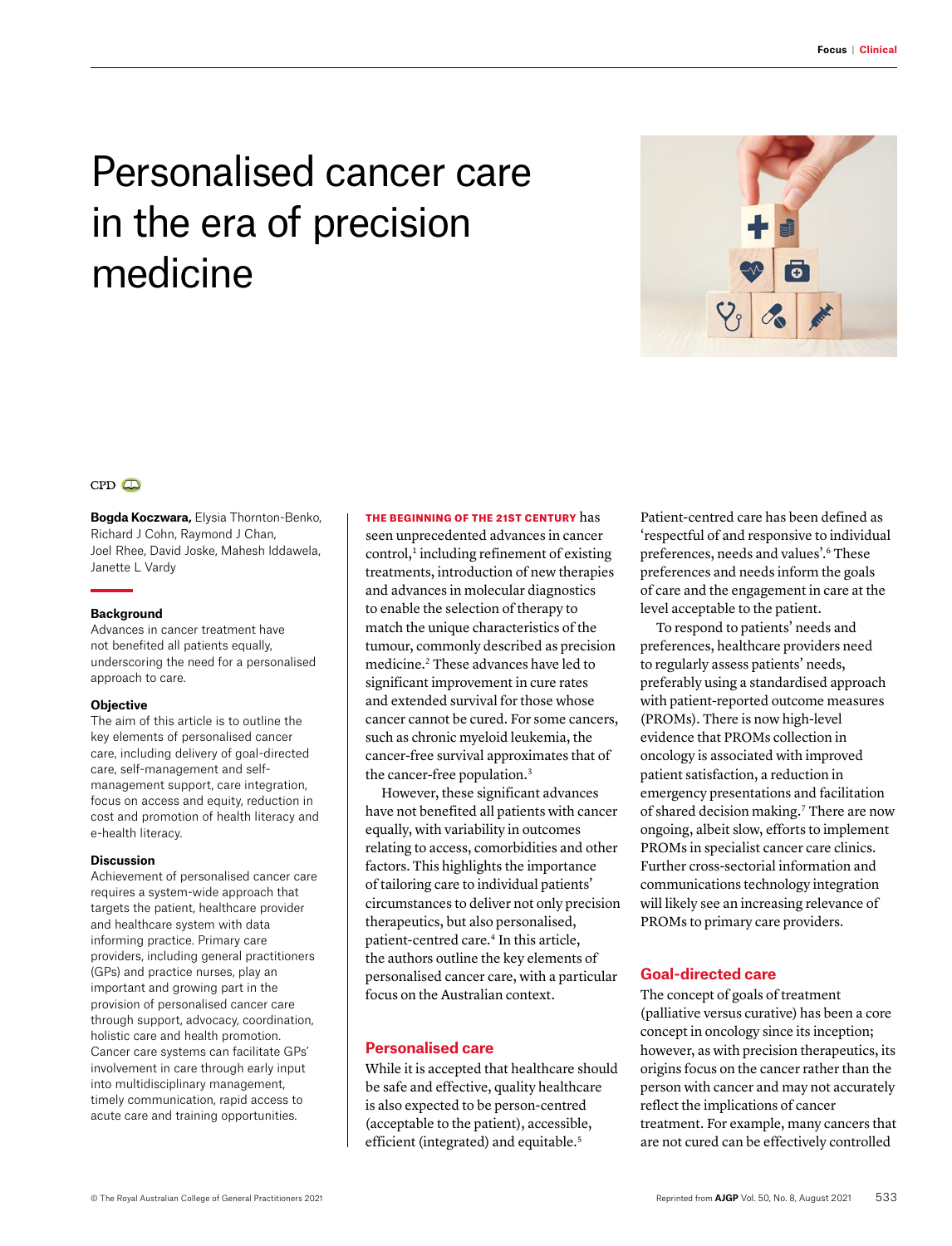# Personalised cancer care in the era of precision medicine

CPD

**Bogda Koczwara,** Elysia Thornton-Benko, Richard J Cohn, Raymond J Chan, Joel Rhee, David Joske, Mahesh Iddawela, Janette L Vardy

### Background

Advances in cancer treatment have not benefited all patients equally, underscoring the need for a personalised approach to care.

### Objective

The aim of this article is to outline the key elements of personalised cancer care, including delivery of goal-directed care, self-management and self-management support, care integration, focus on access and equity, reduction in cost and promotion of health literacy and e-health literacy.

### Discussion

Achievement of personalised cancer care requires a system-wide approach that targets the patient, healthcare provider and healthcare system with data informing practice. Primary care providers, including general practitioners (GPs) and practice nurses, play an important and growing part in the provision of personalised cancer care through support, advocacy, coordination, holistic care and health promotion. Cancer care systems can facilitate GPs' involvement in care through early input into multidisciplinary management, timely communication, rapid access to acute care and training opportunities.

**THE BEGINNING OF THE 21ST CENTURY** has seen unprecedented advances in cancer control,[1] including refinement of existing treatments, introduction of new therapies and advances in molecular diagnostics to enable the selection of therapy to match the unique characteristics of the tumour, commonly described as precision medicine.[2] These advances have led to significant improvement in cure rates and extended survival for those whose cancer cannot be cured. For some cancers, such as chronic myeloid leukemia, the cancer-free survival approximates that of the cancer-free population.[3]

However, these significant advances have not benefited all patients with cancer equally, with variability in outcomes relating to access, comorbidities and other factors. This highlights the importance of tailoring care to individual patients' circumstances to deliver not only precision therapeutics, but also personalised, patient-centred care.[4] In this article, the authors outline the key elements of personalised cancer care, with a particular focus on the Australian context.

## Personalised care

While it is accepted that healthcare should be safe and effective, quality healthcare is also expected to be person-centred (acceptable to the patient), accessible, efficient (integrated) and equitable.[5] Patient-centred care has been defined as 'respectful of and responsive to individual preferences, needs and values'.[6] These preferences and needs inform the goals of care and the engagement in care at the level acceptable to the patient.

To respond to patients' needs and preferences, healthcare providers need to regularly assess patients' needs, preferably using a standardised approach with patient-reported outcome measures (PROMs). There is now high-level evidence that PROMs collection in oncology is associated with improved patient satisfaction, a reduction in emergency presentations and facilitation of shared decision making.[7] There are now ongoing, albeit slow, efforts to implement PROMs in specialist cancer care clinics. Further cross-sectorial information and communications technology integration will likely see an increasing relevance of PROMs to primary care providers.

## Goal-directed care

The concept of goals of treatment (palliative versus curative) has been a core concept in oncology since its inception; however, as with precision therapeutics, its origins focus on the cancer rather than the person with cancer and may not accurately reflect the implications of cancer treatment. For example, many cancers that are not cured can be effectively controlled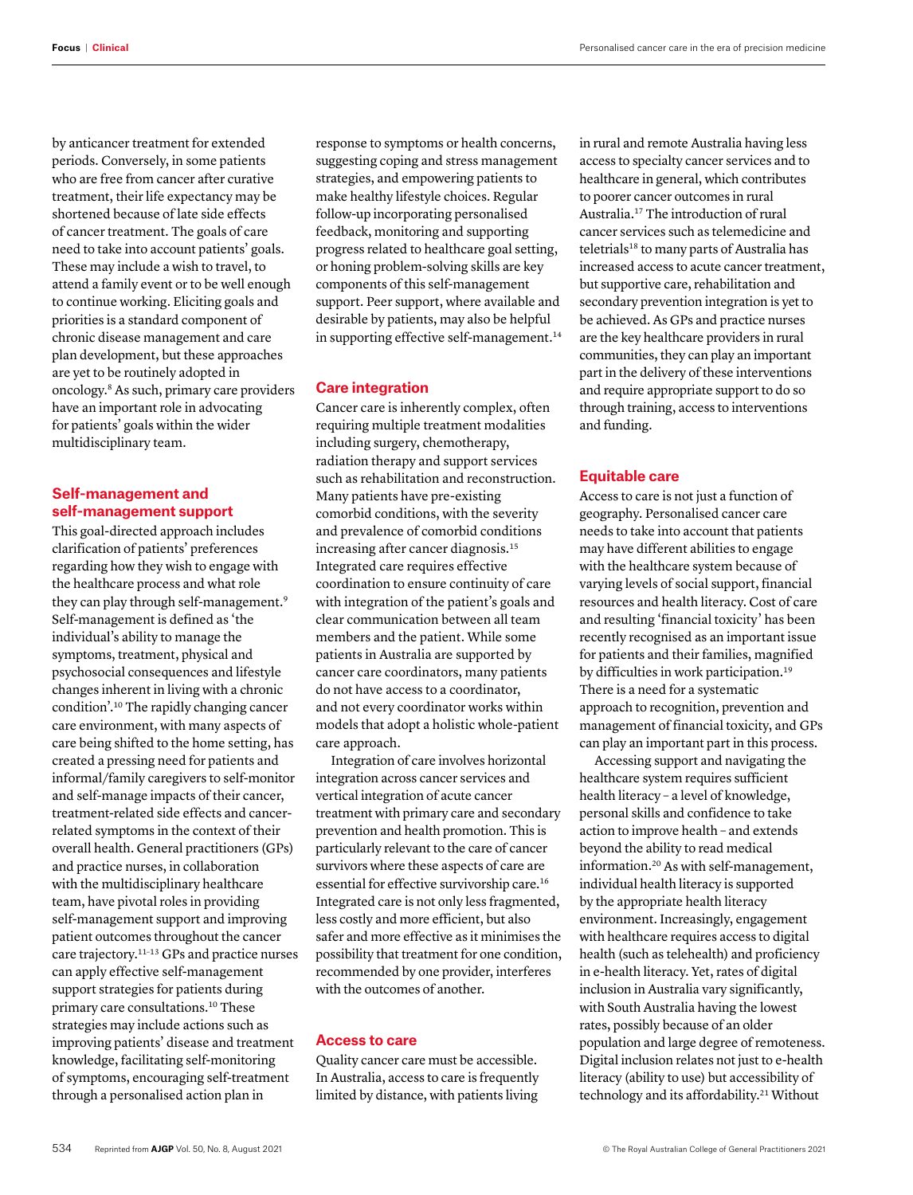by anticancer treatment for extended periods. Conversely, in some patients who are free from cancer after curative treatment, their life expectancy may be shortened because of late side effects of cancer treatment. The goals of care need to take into account patients' goals. These may include a wish to travel, to attend a family event or to be well enough to continue working. Eliciting goals and priorities is a standard component of chronic disease management and care plan development, but these approaches are yet to be routinely adopted in oncology.[8] As such, primary care providers have an important role in advocating for patients' goals within the wider multidisciplinary team.

## Self-management and self-management support

This goal-directed approach includes clarification of patients' preferences regarding how they wish to engage with the healthcare process and what role they can play through self-management.[9] Self-management is defined as 'the individual's ability to manage the symptoms, treatment, physical and psychosocial consequences and lifestyle changes inherent in living with a chronic condition'.[10] The rapidly changing cancer care environment, with many aspects of care being shifted to the home setting, has created a pressing need for patients and informal/family caregivers to self-monitor and self-manage impacts of their cancer, treatment-related side effects and cancer-related symptoms in the context of their overall health. General practitioners (GPs) and practice nurses, in collaboration with the multidisciplinary healthcare team, have pivotal roles in providing self-management support and improving patient outcomes throughout the cancer care trajectory.[11–13] GPs and practice nurses can apply effective self-management support strategies for patients during primary care consultations.[10] These strategies may include actions such as improving patients' disease and treatment knowledge, facilitating self-monitoring of symptoms, encouraging self-treatment through a personalised action plan in response to symptoms or health concerns, suggesting coping and stress management strategies, and empowering patients to make healthy lifestyle choices. Regular follow-up incorporating personalised feedback, monitoring and supporting progress related to healthcare goal setting, or honing problem-solving skills are key components of this self-management support. Peer support, where available and desirable by patients, may also be helpful in supporting effective self-management.[14]

## Care integration

Cancer care is inherently complex, often requiring multiple treatment modalities including surgery, chemotherapy, radiation therapy and support services such as rehabilitation and reconstruction. Many patients have pre-existing comorbid conditions, with the severity and prevalence of comorbid conditions increasing after cancer diagnosis.[15] Integrated care requires effective coordination to ensure continuity of care with integration of the patient's goals and clear communication between all team members and the patient. While some patients in Australia are supported by cancer care coordinators, many patients do not have access to a coordinator, and not every coordinator works within models that adopt a holistic whole-patient care approach.

Integration of care involves horizontal integration across cancer services and vertical integration of acute cancer treatment with primary care and secondary prevention and health promotion. This is particularly relevant to the care of cancer survivors where these aspects of care are essential for effective survivorship care.[16] Integrated care is not only less fragmented, less costly and more efficient, but also safer and more effective as it minimises the possibility that treatment for one condition, recommended by one provider, interferes with the outcomes of another.

## Access to care

Quality cancer care must be accessible. In Australia, access to care is frequently limited by distance, with patients living in rural and remote Australia having less access to specialty cancer services and to healthcare in general, which contributes to poorer cancer outcomes in rural Australia.[17] The introduction of rural cancer services such as telemedicine and teletrials[18] to many parts of Australia has increased access to acute cancer treatment, but supportive care, rehabilitation and secondary prevention integration is yet to be achieved. As GPs and practice nurses are the key healthcare providers in rural communities, they can play an important part in the delivery of these interventions and require appropriate support to do so through training, access to interventions and funding.

## Equitable care

Access to care is not just a function of geography. Personalised cancer care needs to take into account that patients may have different abilities to engage with the healthcare system because of varying levels of social support, financial resources and health literacy. Cost of care and resulting 'financial toxicity' has been recently recognised as an important issue for patients and their families, magnified by difficulties in work participation.[19] There is a need for a systematic approach to recognition, prevention and management of financial toxicity, and GPs can play an important part in this process.

Accessing support and navigating the healthcare system requires sufficient health literacy – a level of knowledge, personal skills and confidence to take action to improve health – and extends beyond the ability to read medical information.[20] As with self-management, individual health literacy is supported by the appropriate health literacy environment. Increasingly, engagement with healthcare requires access to digital health (such as telehealth) and proficiency in e-health literacy. Yet, rates of digital inclusion in Australia vary significantly, with South Australia having the lowest rates, possibly because of an older population and large degree of remoteness. Digital inclusion relates not just to e-health literacy (ability to use) but accessibility of technology and its affordability.[21] Without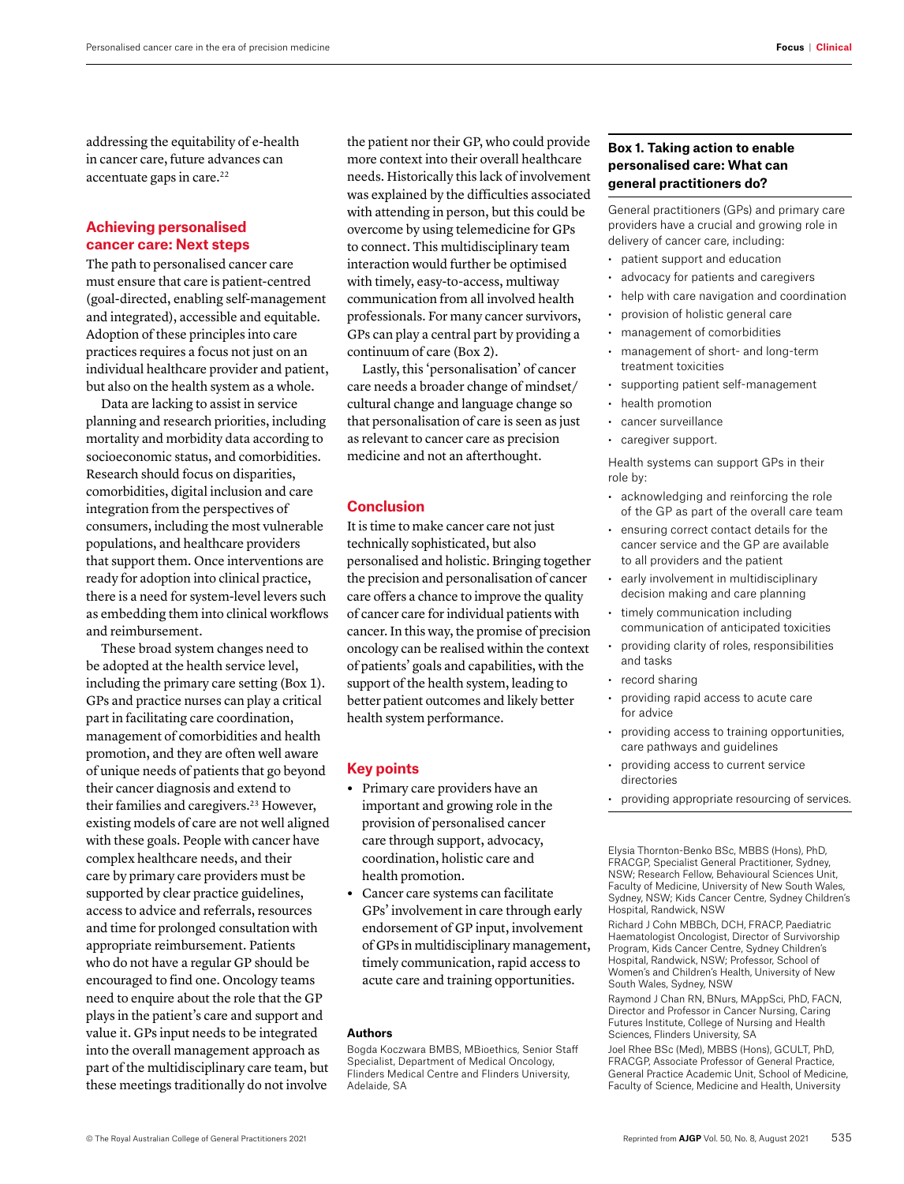addressing the equitability of e-health in cancer care, future advances can accentuate gaps in care.[22]

## Achieving personalised cancer care: Next steps

The path to personalised cancer care must ensure that care is patient-centred (goal-directed, enabling self-management and integrated), accessible and equitable. Adoption of these principles into care practices requires a focus not just on an individual healthcare provider and patient, but also on the health system as a whole.

Data are lacking to assist in service planning and research priorities, including mortality and morbidity data according to socioeconomic status, and comorbidities. Research should focus on disparities, comorbidities, digital inclusion and care integration from the perspectives of consumers, including the most vulnerable populations, and healthcare providers that support them. Once interventions are ready for adoption into clinical practice, there is a need for system-level levers such as embedding them into clinical workflows and reimbursement.

These broad system changes need to be adopted at the health service level, including the primary care setting (Box 1). GPs and practice nurses can play a critical part in facilitating care coordination, management of comorbidities and health promotion, and they are often well aware of unique needs of patients that go beyond their cancer diagnosis and extend to their families and caregivers.[23] However, existing models of care are not well aligned with these goals. People with cancer have complex healthcare needs, and their care by primary care providers must be supported by clear practice guidelines, access to advice and referrals, resources and time for prolonged consultation with appropriate reimbursement. Patients who do not have a regular GP should be encouraged to find one. Oncology teams need to enquire about the role that the GP plays in the patient's care and support and value it. GPs input needs to be integrated into the overall management approach as part of the multidisciplinary care team, but these meetings traditionally do not involve the patient nor their GP, who could provide more context into their overall healthcare needs. Historically this lack of involvement was explained by the difficulties associated with attending in person, but this could be overcome by using telemedicine for GPs to connect. This multidisciplinary team interaction would further be optimised with timely, easy-to-access, multiway communication from all involved health professionals. For many cancer survivors, GPs can play a central part by providing a continuum of care (Box 2).

Lastly, this 'personalisation' of cancer care needs a broader change of mindset/cultural change and language change so that personalisation of care is seen as just as relevant to cancer care as precision medicine and not an afterthought.

## Conclusion

It is time to make cancer care not just technically sophisticated, but also personalised and holistic. Bringing together the precision and personalisation of cancer care offers a chance to improve the quality of cancer care for individual patients with cancer. In this way, the promise of precision oncology can be realised within the context of patients' goals and capabilities, with the support of the health system, leading to better patient outcomes and likely better health system performance.

## Key points

- Primary care providers have an important and growing role in the provision of personalised cancer care through support, advocacy, coordination, holistic care and health promotion.
- Cancer care systems can facilitate GPs' involvement in care through early endorsement of GP input, involvement of GPs in multidisciplinary management, timely communication, rapid access to acute care and training opportunities.

### Box 1. Taking action to enable personalised care: What can general practitioners do?

General practitioners (GPs) and primary care providers have a crucial and growing role in delivery of cancer care, including:

- patient support and education
- advocacy for patients and caregivers
- help with care navigation and coordination
- provision of holistic general care
- management of comorbidities
- management of short- and long-term treatment toxicities
- supporting patient self-management
- health promotion
- cancer surveillance
- caregiver support.

Health systems can support GPs in their role by:

- acknowledging and reinforcing the role of the GP as part of the overall care team
- ensuring correct contact details for the cancer service and the GP are available to all providers and the patient
- early involvement in multidisciplinary decision making and care planning
- timely communication including communication of anticipated toxicities
- providing clarity of roles, responsibilities and tasks
- record sharing
- providing rapid access to acute care for advice
- providing access to training opportunities, care pathways and guidelines
- providing access to current service directories
- providing appropriate resourcing of services.

## Authors

Bogda Koczwara BMBS, MBioethics, Senior Staff Specialist, Department of Medical Oncology, Flinders Medical Centre and Flinders University, Adelaide, SA

Elysia Thornton-Benko BSc, MBBS (Hons), PhD, FRACGP, Specialist General Practitioner, Sydney, NSW; Research Fellow, Behavioural Sciences Unit, Faculty of Medicine, University of New South Wales, Sydney, NSW; Kids Cancer Centre, Sydney Children's Hospital, Randwick, NSW

Richard J Cohn MBBCh, DCH, FRACP, Paediatric Haematologist Oncologist, Director of Survivorship Program, Kids Cancer Centre, Sydney Children's Hospital, Randwick, NSW; Professor, School of Women's and Children's Health, University of New South Wales, Sydney, NSW

Raymond J Chan RN, BNurs, MAppSci, PhD, FACN, Director and Professor in Cancer Nursing, Caring Futures Institute, College of Nursing and Health Sciences, Flinders University, SA

Joel Rhee BSc (Med), MBBS (Hons), GCULT, PhD, FRACGP, Associate Professor of General Practice, General Practice Academic Unit, School of Medicine, Faculty of Science, Medicine and Health, University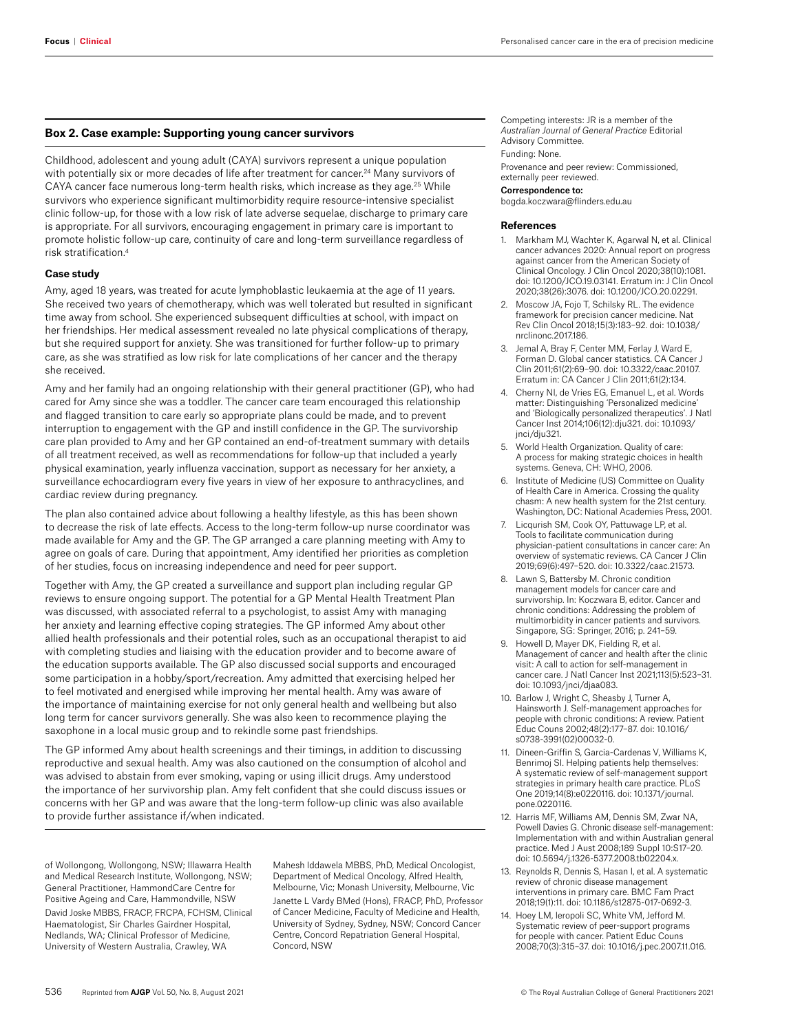## Box 2. Case example: Supporting young cancer survivors

Childhood, adolescent and young adult (CAYA) survivors represent a unique population with potentially six or more decades of life after treatment for cancer.[24] Many survivors of CAYA cancer face numerous long-term health risks, which increase as they age.[25] While survivors who experience significant multimorbidity require resource-intensive specialist clinic follow-up, for those with a low risk of late adverse sequelae, discharge to primary care is appropriate. For all survivors, encouraging engagement in primary care is important to promote holistic follow-up care, continuity of care and long-term surveillance regardless of risk stratification.[4]

### Case study

Amy, aged 18 years, was treated for acute lymphoblastic leukaemia at the age of 11 years. She received two years of chemotherapy, which was well tolerated but resulted in significant time away from school. She experienced subsequent difficulties at school, with impact on her friendships. Her medical assessment revealed no late physical complications of therapy, but she required support for anxiety. She was transitioned for further follow-up to primary care, as she was stratified as low risk for late complications of her cancer and the therapy she received.

Amy and her family had an ongoing relationship with their general practitioner (GP), who had cared for Amy since she was a toddler. The cancer care team encouraged this relationship and flagged transition to care early so appropriate plans could be made, and to prevent interruption to engagement with the GP and instill confidence in the GP. The survivorship care plan provided to Amy and her GP contained an end-of-treatment summary with details of all treatment received, as well as recommendations for follow-up that included a yearly physical examination, yearly influenza vaccination, support as necessary for her anxiety, a surveillance echocardiogram every five years in view of her exposure to anthracyclines, and cardiac review during pregnancy.

The plan also contained advice about following a healthy lifestyle, as this has been shown to decrease the risk of late effects. Access to the long-term follow-up nurse coordinator was made available for Amy and the GP. The GP arranged a care planning meeting with Amy to agree on goals of care. During that appointment, Amy identified her priorities as completion of her studies, focus on increasing independence and need for peer support.

Together with Amy, the GP created a surveillance and support plan including regular GP reviews to ensure ongoing support. The potential for a GP Mental Health Treatment Plan was discussed, with associated referral to a psychologist, to assist Amy with managing her anxiety and learning effective coping strategies. The GP informed Amy about other allied health professionals and their potential roles, such as an occupational therapist to aid with completing studies and liaising with the education provider and to become aware of the education supports available. The GP also discussed social supports and encouraged some participation in a hobby/sport/recreation. Amy admitted that exercising helped her to feel motivated and energised while improving her mental health. Amy was aware of the importance of maintaining exercise for not only general health and wellbeing but also long term for cancer survivors generally. She was also keen to recommence playing the saxophone in a local music group and to rekindle some past friendships.

The GP informed Amy about health screenings and their timings, in addition to discussing reproductive and sexual health. Amy was also cautioned on the consumption of alcohol and was advised to abstain from ever smoking, vaping or using illicit drugs. Amy understood the importance of her survivorship plan. Amy felt confident that she could discuss issues or concerns with her GP and was aware that the long-term follow-up clinic was also available to provide further assistance if/when indicated.

of Wollongong, Wollongong, NSW; Illawarra Health and Medical Research Institute, Wollongong, NSW; General Practitioner, HammondCare Centre for Positive Ageing and Care, Hammondville, NSW

David Joske MBBS, FRACP, FRCPA, FCHSM, Clinical Haematologist, Sir Charles Gairdner Hospital, Nedlands, WA; Clinical Professor of Medicine, University of Western Australia, Crawley, WA

Mahesh Iddawela MBBS, PhD, Medical Oncologist, Department of Medical Oncology, Alfred Health, Melbourne, Vic; Monash University, Melbourne, Vic

Janette L Vardy BMed (Hons), FRACP, PhD, Professor of Cancer Medicine, Faculty of Medicine and Health, University of Sydney, Sydney, NSW; Concord Cancer Centre, Concord Repatriation General Hospital, Concord, NSW

Competing interests: JR is a member of the *Australian Journal of General Practice* Editorial Advisory Committee.

Funding: None.

Provenance and peer review: Commissioned, externally peer reviewed.

**Correspondence to:**
bogda.koczwara@flinders.edu.au

## References

1. Markham MJ, Wachter K, Agarwal N, et al. Clinical cancer advances 2020: Annual report on progress against cancer from the American Society of Clinical Oncology. J Clin Oncol 2020;38(10):1081. doi: 10.1200/JCO.19.03141. Erratum in: J Clin Oncol 2020;38(26):3076. doi: 10.1200/JCO.20.02291.
2. Moscow JA, Fojo T, Schilsky RL. The evidence framework for precision cancer medicine. Nat Rev Clin Oncol 2018;15(3):183–92. doi: 10.1038/nrclinonc.2017.186.
3. Jemal A, Bray F, Center MM, Ferlay J, Ward E, Forman D. Global cancer statistics. CA Cancer J Clin 2011;61(2):69–90. doi: 10.3322/caac.20107. Erratum in: CA Cancer J Clin 2011;61(2):134.
4. Cherny NI, de Vries EG, Emanuel L, et al. Words matter: Distinguishing 'Personalized medicine' and 'Biologically personalized therapeutics'. J Natl Cancer Inst 2014;106(12):dju321. doi: 10.1093/jnci/dju321.
5. World Health Organization. Quality of care: A process for making strategic choices in health systems. Geneva, CH: WHO, 2006.
6. Institute of Medicine (US) Committee on Quality of Health Care in America. Crossing the quality chasm: A new health system for the 21st century. Washington, DC: National Academies Press, 2001.
7. Licqurish SM, Cook OY, Pattuwage LP, et al. Tools to facilitate communication during physician-patient consultations in cancer care: An overview of systematic reviews. CA Cancer J Clin 2019;69(6):497–520. doi: 10.3322/caac.21573.
8. Lawn S, Battersby M. Chronic condition management models for cancer care and survivorship. In: Koczwara B, editor. Cancer and chronic conditions: Addressing the problem of multimorbidity in cancer patients and survivors. Singapore, SG: Springer, 2016; p. 241–59.
9. Howell D, Mayer DK, Fielding R, et al. Management of cancer and health after the clinic visit: A call to action for self-management in cancer care. J Natl Cancer Inst 2021;113(5):523–31. doi: 10.1093/jnci/djaa083.
10. Barlow J, Wright C, Sheasby J, Turner A, Hainsworth J. Self-management approaches for people with chronic conditions: A review. Patient Educ Couns 2002;48(2):177–87. doi: 10.1016/s0738-3991(02)00032-0.
11. Dineen-Griffin S, Garcia-Cardenas V, Williams K, Benrimoj SI. Helping patients help themselves: A systematic review of self-management support strategies in primary health care practice. PLoS One 2019;14(8):e0220116. doi: 10.1371/journal.pone.0220116.
12. Harris MF, Williams AM, Dennis SM, Zwar NA, Powell Davies G. Chronic disease self-management: Implementation with and within Australian general practice. Med J Aust 2008;189 Suppl 10:S17–20. doi: 10.5694/j.1326-5377.2008.tb02204.x.
13. Reynolds R, Dennis S, Hasan I, et al. A systematic review of chronic disease management interventions in primary care. BMC Fam Pract 2018;19(1):11. doi: 10.1186/s12875-017-0692-3.
14. Hoey LM, Ieropoli SC, White VM, Jefford M. Systematic review of peer-support programs for people with cancer. Patient Educ Couns 2008;70(3):315–37. doi: 10.1016/j.pec.2007.11.016.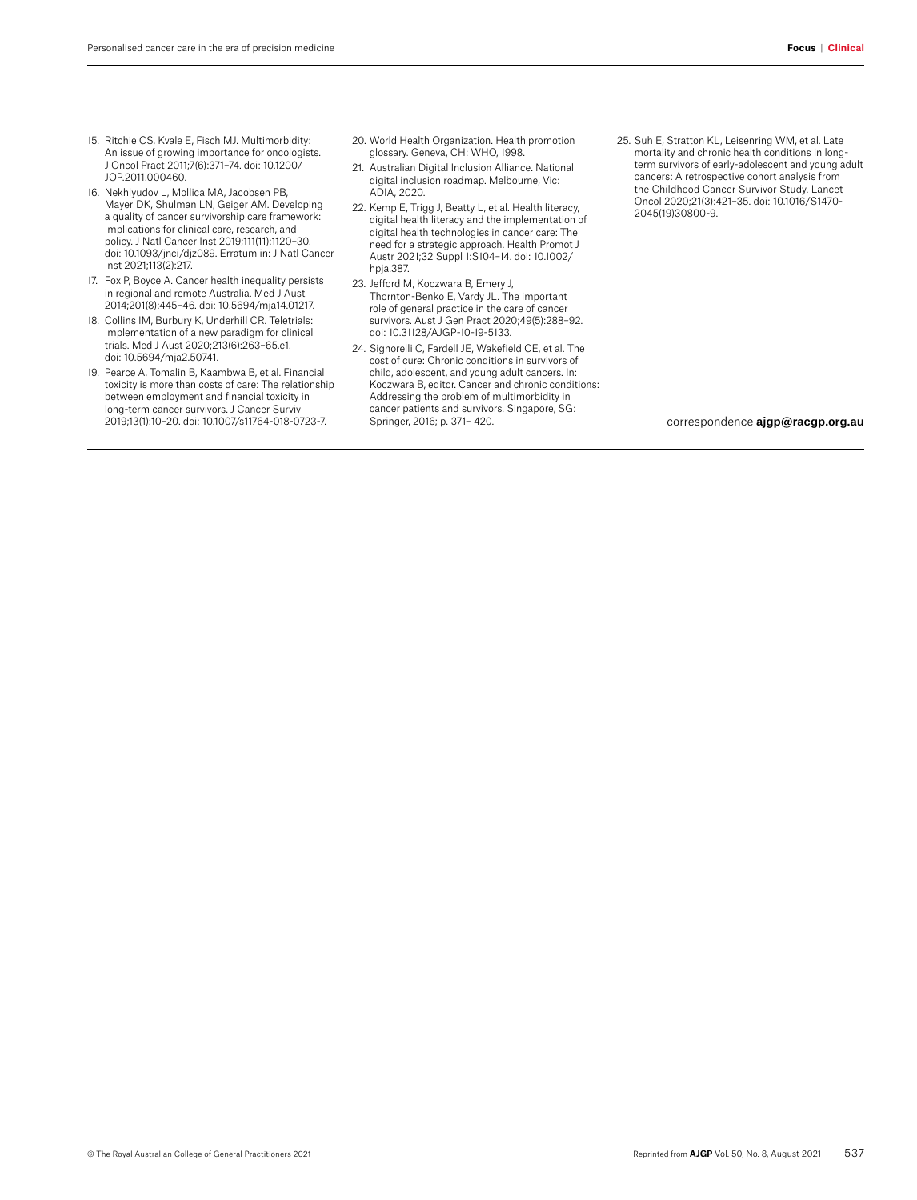15. Ritchie CS, Kvale E, Fisch MJ. Multimorbidity: An issue of growing importance for oncologists. J Oncol Pract 2011;7(6):371–74. doi: 10.1200/JOP.2011.000460.
16. Nekhlyudov L, Mollica MA, Jacobsen PB, Mayer DK, Shulman LN, Geiger AM. Developing a quality of cancer survivorship care framework: Implications for clinical care, research, and policy. J Natl Cancer Inst 2019;111(11):1120–30. doi: 10.1093/jnci/djz089. Erratum in: J Natl Cancer Inst 2021;113(2):217.
17. Fox P, Boyce A. Cancer health inequality persists in regional and remote Australia. Med J Aust 2014;201(8):445–46. doi: 10.5694/mja14.01217.
18. Collins IM, Burbury K, Underhill CR. Teletrials: Implementation of a new paradigm for clinical trials. Med J Aust 2020;213(6):263–65.e1. doi: 10.5694/mja2.50741.
19. Pearce A, Tomalin B, Kaambwa B, et al. Financial toxicity is more than costs of care: The relationship between employment and financial toxicity in long-term cancer survivors. J Cancer Surviv 2019;13(1):10–20. doi: 10.1007/s11764-018-0723-7.
20. World Health Organization. Health promotion glossary. Geneva, CH: WHO, 1998.
21. Australian Digital Inclusion Alliance. National digital inclusion roadmap. Melbourne, Vic: ADIA, 2020.
22. Kemp E, Trigg J, Beatty L, et al. Health literacy, digital health literacy and the implementation of digital health technologies in cancer care: The need for a strategic approach. Health Promot J Austr 2021;32 Suppl 1:S104–14. doi: 10.1002/hpja.387.
23. Jefford M, Koczwara B, Emery J, Thornton-Benko E, Vardy JL. The important role of general practice in the care of cancer survivors. Aust J Gen Pract 2020;49(5):288–92. doi: 10.31128/AJGP-10-19-5133.
24. Signorelli C, Fardell JE, Wakefield CE, et al. The cost of cure: Chronic conditions in survivors of child, adolescent, and young adult cancers. In: Koczwara B, editor. Cancer and chronic conditions: Addressing the problem of multimorbidity in cancer patients and survivors. Singapore, SG: Springer, 2016; p. 371– 420.
25. Suh E, Stratton KL, Leisenring WM, et al. Late mortality and chronic health conditions in long-term survivors of early-adolescent and young adult cancers: A retrospective cohort analysis from the Childhood Cancer Survivor Study. Lancet Oncol 2020;21(3):421–35. doi: 10.1016/S1470-2045(19)30800-9.

correspondence **ajgp@racgp.org.au**